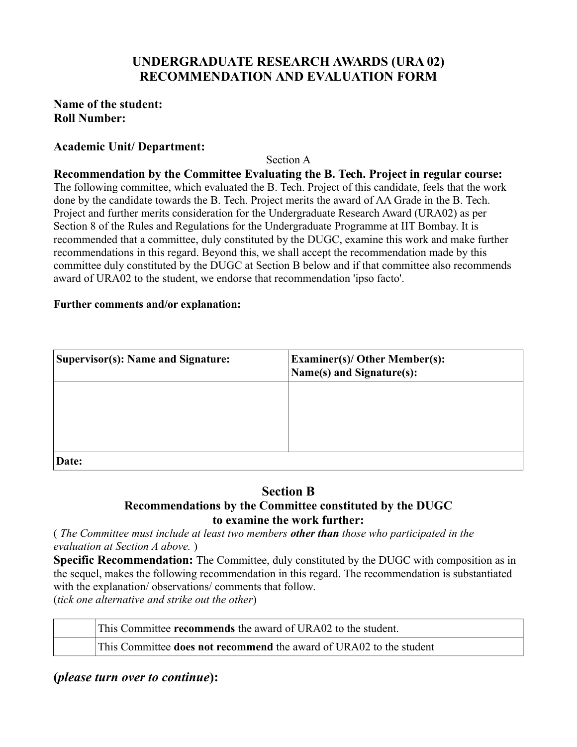# UNDERGRADUATE RESEARCH AWARDS (URA 02)
# RECOMMENDATION AND EVALUATION FORM

**Name of the student:**
**Roll Number:**

**Academic Unit/ Department:**

Section A

**Recommendation by the Committee Evaluating the B. Tech. Project in regular course:**
The following committee, which evaluated the B. Tech. Project of this candidate, feels that the work done by the candidate towards the B. Tech. Project merits the award of AA Grade in the B. Tech. Project and further merits consideration for the Undergraduate Research Award (URA02) as per Section 8 of the Rules and Regulations for the Undergraduate Programme at IIT Bombay. It is recommended that a committee, duly constituted by the DUGC, examine this work and make further recommendations in this regard. Beyond this, we shall accept the recommendation made by this committee duly constituted by the DUGC at Section B below and if that committee also recommends award of URA02 to the student, we endorse that recommendation 'ipso facto'.

**Further comments and/or explanation:**

| **Supervisor(s): Name and Signature:** | **Examiner(s)/ Other Member(s): Name(s) and Signature(s):** |
|---|---|
| | |
| **Date:** | |

## Section B
### Recommendations by the Committee constituted by the DUGC to examine the work further:

( *The Committee must include at least two members* ***other than*** *those who participated in the evaluation at Section A above.* )

**Specific Recommendation:** The Committee, duly constituted by the DUGC with composition as in the sequel, makes the following recommendation in this regard. The recommendation is substantiated with the explanation/ observations/ comments that follow.
(*tick one alternative and strike out the other*)

| | |
|---|---|
| | This Committee **recommends** the award of URA02 to the student. |
| | This Committee **does not recommend** the award of URA02 to the student |

**(*please turn over to continue*):**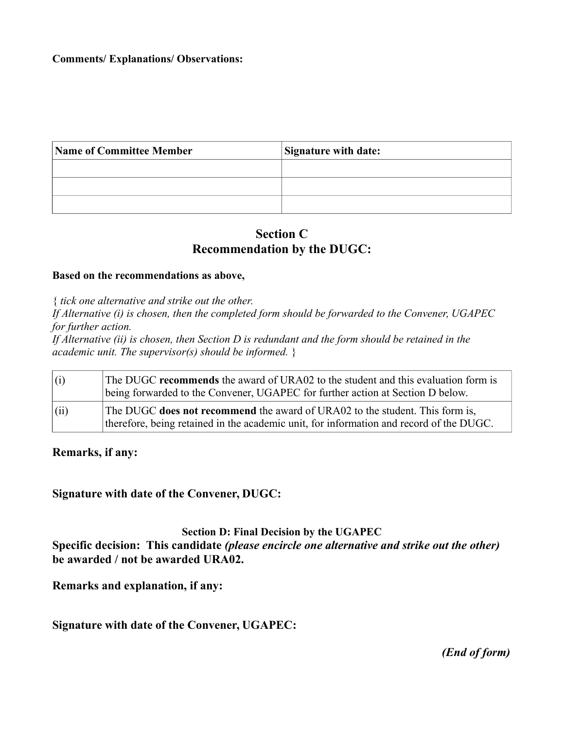**Comments/ Explanations/ Observations:**

| Name of Committee Member | Signature with date: |
|---|---|
| | |
| | |
| | |

## Section C
## Recommendation by the DUGC:

**Based on the recommendations as above,**

{ *tick one alternative and strike out the other.*
*If Alternative (i) is chosen, then the completed form should be forwarded to the Convener, UGAPEC for further action.*
*If Alternative (ii) is chosen, then Section D is redundant and the form should be retained in the academic unit. The supervisor(s) should be informed.* }

| | |
|---|---|
| (i) | The DUGC **recommends** the award of URA02 to the student and this evaluation form is being forwarded to the Convener, UGAPEC for further action at Section D below. |
| (ii) | The DUGC **does not recommend** the award of URA02 to the student. This form is, therefore, being retained in the academic unit, for information and record of the DUGC. |

**Remarks, if any:**

**Signature with date of the Convener, DUGC:**

### Section D: Final Decision by the UGAPEC

**Specific decision: This candidate** ***(please encircle one alternative and strike out the other)*** **be awarded / not be awarded URA02.**

**Remarks and explanation, if any:**

**Signature with date of the Convener, UGAPEC:**

***(End of form)***